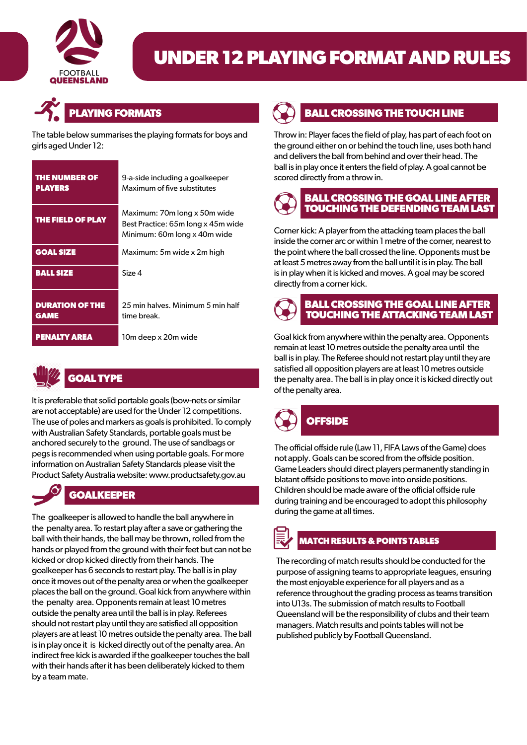# UNDER 12 PLAYING FORMAT AND RULES

## PLAYING FORMATS

The table below summarises the playing formats for boys and girls aged Under 12:

| | |
|---|---|
| **THE NUMBER OF PLAYERS** | 9-a-side including a goalkeeper<br>Maximum of five substitutes |
| **THE FIELD OF PLAY** | Maximum: 70m long x 50m wide<br>Best Practice: 65m long x 45m wide<br>Minimum: 60m long x 40m wide |
| **GOAL SIZE** | Maximum: 5m wide x 2m high |
| **BALL SIZE** | Size 4 |
| **DURATION OF THE GAME** | 25 min halves. Minimum 5 min half time break. |
| **PENALTY AREA** | 10m deep x 20m wide |

## GOAL TYPE

It is preferable that solid portable goals (bow-nets or similar are not acceptable) are used for the Under 12 competitions. The use of poles and markers as goals is prohibited. To comply with Australian Safety Standards, portable goals must be anchored securely to the ground. The use of sandbags or pegs is recommended when using portable goals. For more information on Australian Safety Standards please visit the Product Safety Australia website: www.productsafety.gov.au

## GOALKEEPER

The goalkeeper is allowed to handle the ball anywhere in the penalty area. To restart play after a save or gathering the ball with their hands, the ball may be thrown, rolled from the hands or played from the ground with their feet but can not be kicked or drop kicked directly from their hands. The goalkeeper has 6 seconds to restart play. The ball is in play once it moves out of the penalty area or when the goalkeeper places the ball on the ground. Goal kick from anywhere within the penalty area. Opponents remain at least 10 metres outside the penalty area until the ball is in play. Referees should not restart play until they are satisfied all opposition players are at least 10 metres outside the penalty area. The ball is in play once it is kicked directly out of the penalty area. An indirect free kick is awarded if the goalkeeper touches the ball with their hands after it has been deliberately kicked to them by a team mate.

## BALL CROSSING THE TOUCH LINE

Throw in: Player faces the field of play, has part of each foot on the ground either on or behind the touch line, uses both hand and delivers the ball from behind and over their head. The ball is in play once it enters the field of play. A goal cannot be scored directly from a throw in.

## BALL CROSSING THE GOAL LINE AFTER TOUCHING THE DEFENDING TEAM LAST

Corner kick: A player from the attacking team places the ball inside the corner arc or within 1 metre of the corner, nearest to the point where the ball crossed the line. Opponents must be at least 5 metres away from the ball until it is in play. The ball is in play when it is kicked and moves. A goal may be scored directly from a corner kick.

## BALL CROSSING THE GOAL LINE AFTER TOUCHING THE ATTACKING TEAM LAST

Goal kick from anywhere within the penalty area. Opponents remain at least 10 metres outside the penalty area until the ball is in play. The Referee should not restart play until they are satisfied all opposition players are at least 10 metres outside the penalty area. The ball is in play once it is kicked directly out of the penalty area.

## OFFSIDE

The official offside rule (Law 11, FIFA Laws of the Game) does not apply. Goals can be scored from the offside position. Game Leaders should direct players permanently standing in blatant offside positions to move into onside positions. Children should be made aware of the official offside rule during training and be encouraged to adopt this philosophy during the game at all times.

## MATCH RESULTS & POINTS TABLES

The recording of match results should be conducted for the purpose of assigning teams to appropriate leagues, ensuring the most enjoyable experience for all players and as a reference throughout the grading process as teams transition into U13s. The submission of match results to Football Queensland will be the responsibility of clubs and their team managers. Match results and points tables will not be published publicly by Football Queensland.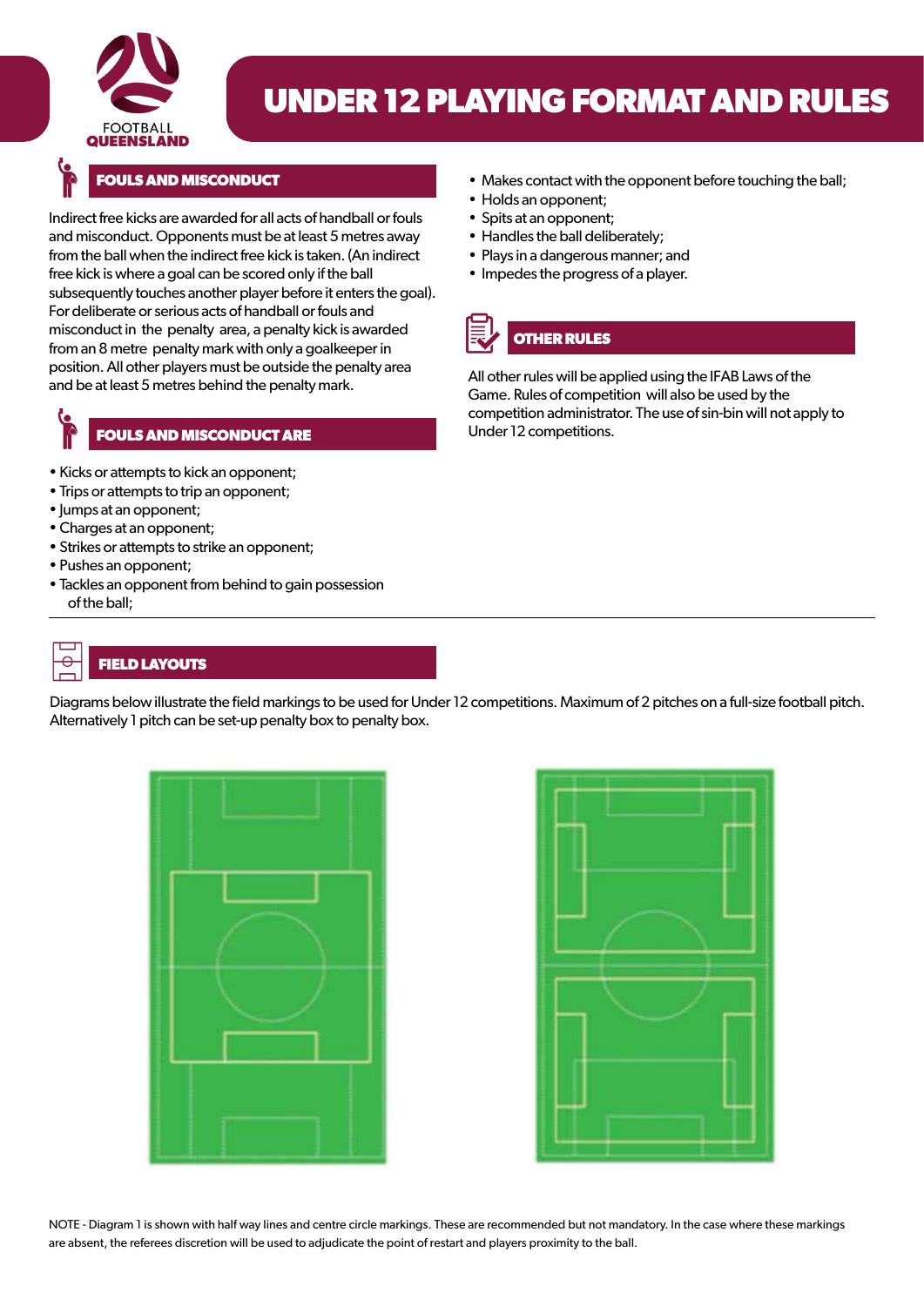# UNDER 12 PLAYING FORMAT AND RULES

## FOULS AND MISCONDUCT

Indirect free kicks are awarded for all acts of handball or fouls and misconduct. Opponents must be at least 5 metres away from the ball when the indirect free kick is taken. (An indirect free kick is where a goal can be scored only if the ball subsequently touches another player before it enters the goal). For deliberate or serious acts of handball or fouls and misconduct in the penalty area, a penalty kick is awarded from an 8 metre penalty mark with only a goalkeeper in position. All other players must be outside the penalty area and be at least 5 metres behind the penalty mark.

## FOULS AND MISCONDUCT ARE

- Kicks or attempts to kick an opponent;
- Trips or attempts to trip an opponent;
- Jumps at an opponent;
- Charges at an opponent;
- Strikes or attempts to strike an opponent;
- Pushes an opponent;
- Tackles an opponent from behind to gain possession of the ball;
- Makes contact with the opponent before touching the ball;
- Holds an opponent;
- Spits at an opponent;
- Handles the ball deliberately;
- Plays in a dangerous manner; and
- Impedes the progress of a player.

## OTHER RULES

All other rules will be applied using the IFAB Laws of the Game. Rules of competition will also be used by the competition administrator. The use of sin-bin will not apply to Under 12 competitions.

## FIELD LAYOUTS

Diagrams below illustrate the field markings to be used for Under 12 competitions. Maximum of 2 pitches on a full-size football pitch. Alternatively 1 pitch can be set-up penalty box to penalty box.

NOTE - Diagram 1 is shown with half way lines and centre circle markings. These are recommended but not mandatory. In the case where these markings are absent, the referees discretion will be used to adjudicate the point of restart and players proximity to the ball.